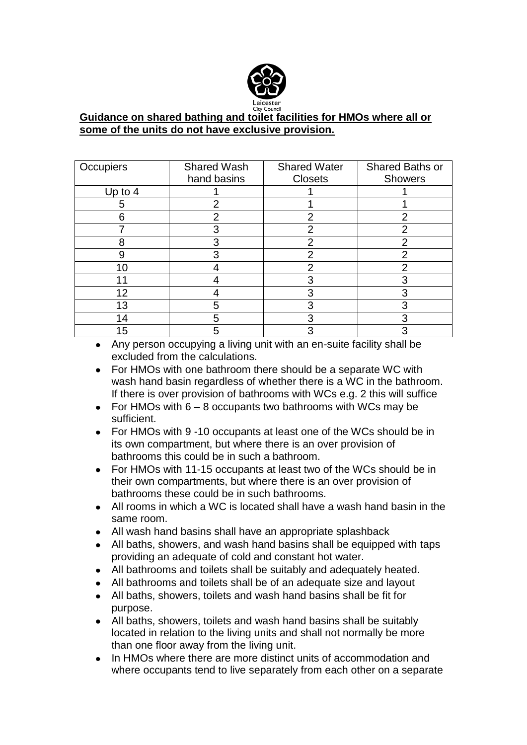Leicester City Council

**Guidance on shared bathing and toilet facilities for HMOs where all or some of the units do not have exclusive provision.**

| Occupiers | Shared Wash hand basins | Shared Water Closets | Shared Baths or Showers |
|---|---|---|---|
| Up to 4 | 1 | 1 | 1 |
| 5 | 2 | 1 | 1 |
| 6 | 2 | 2 | 2 |
| 7 | 3 | 2 | 2 |
| 8 | 3 | 2 | 2 |
| 9 | 3 | 2 | 2 |
| 10 | 4 | 2 | 2 |
| 11 | 4 | 3 | 3 |
| 12 | 4 | 3 | 3 |
| 13 | 5 | 3 | 3 |
| 14 | 5 | 3 | 3 |
| 15 | 5 | 3 | 3 |

- Any person occupying a living unit with an en-suite facility shall be excluded from the calculations.
- For HMOs with one bathroom there should be a separate WC with wash hand basin regardless of whether there is a WC in the bathroom. If there is over provision of bathrooms with WCs e.g. 2 this will suffice
- For HMOs with 6 – 8 occupants two bathrooms with WCs may be sufficient.
- For HMOs with 9 -10 occupants at least one of the WCs should be in its own compartment, but where there is an over provision of bathrooms this could be in such a bathroom.
- For HMOs with 11-15 occupants at least two of the WCs should be in their own compartments, but where there is an over provision of bathrooms these could be in such bathrooms.
- All rooms in which a WC is located shall have a wash hand basin in the same room.
- All wash hand basins shall have an appropriate splashback
- All baths, showers, and wash hand basins shall be equipped with taps providing an adequate of cold and constant hot water.
- All bathrooms and toilets shall be suitably and adequately heated.
- All bathrooms and toilets shall be of an adequate size and layout
- All baths, showers, toilets and wash hand basins shall be fit for purpose.
- All baths, showers, toilets and wash hand basins shall be suitably located in relation to the living units and shall not normally be more than one floor away from the living unit.
- In HMOs where there are more distinct units of accommodation and where occupants tend to live separately from each other on a separate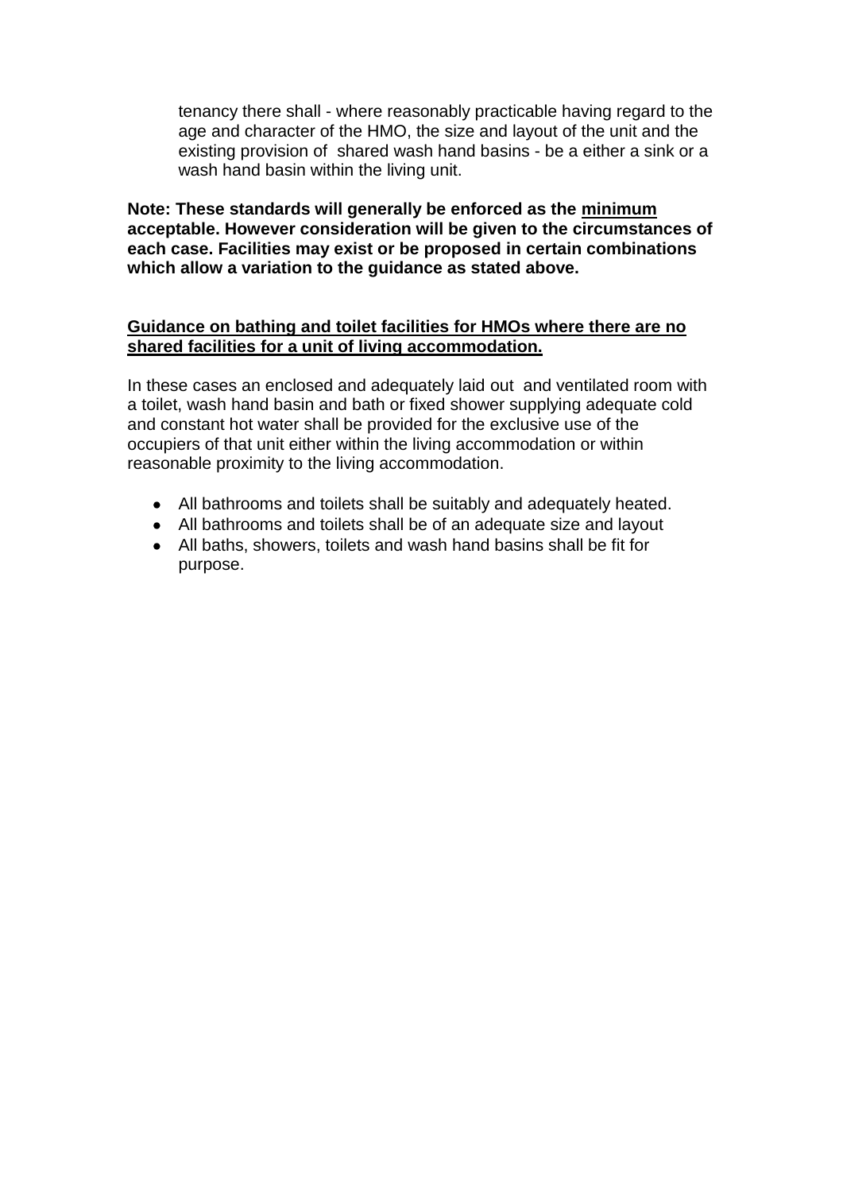tenancy there shall - where reasonably practicable having regard to the age and character of the HMO, the size and layout of the unit and the existing provision of shared wash hand basins - be a either a sink or a wash hand basin within the living unit.

**Note: These standards will generally be enforced as the <u>minimum</u> acceptable. However consideration will be given to the circumstances of each case. Facilities may exist or be proposed in certain combinations which allow a variation to the guidance as stated above.**

**<u>Guidance on bathing and toilet facilities for HMOs where there are no shared facilities for a unit of living accommodation.</u>**

In these cases an enclosed and adequately laid out and ventilated room with a toilet, wash hand basin and bath or fixed shower supplying adequate cold and constant hot water shall be provided for the exclusive use of the occupiers of that unit either within the living accommodation or within reasonable proximity to the living accommodation.

- All bathrooms and toilets shall be suitably and adequately heated.
- All bathrooms and toilets shall be of an adequate size and layout
- All baths, showers, toilets and wash hand basins shall be fit for purpose.